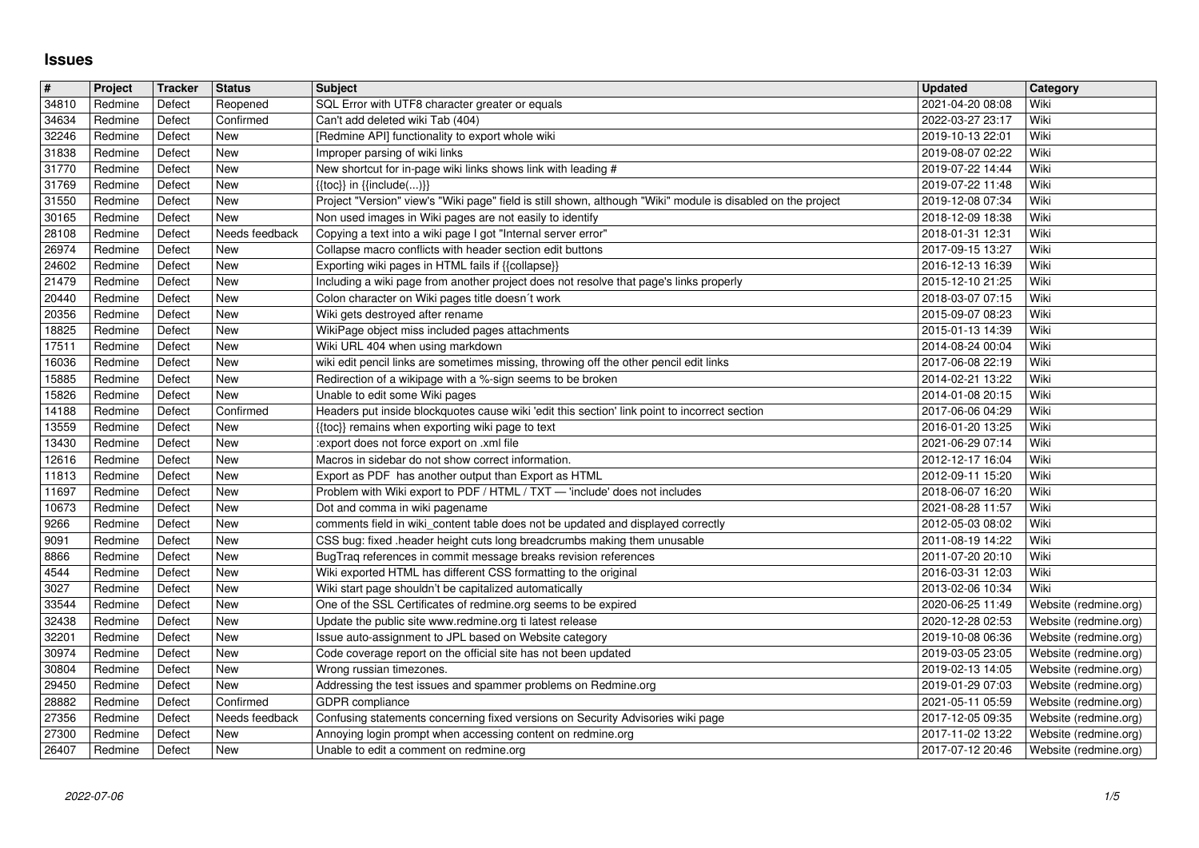# Issues

| # | Project | Tracker | Status | Subject | Updated | Category |
|---|---|---|---|---|---|---|
| 34810 | Redmine | Defect | Reopened | SQL Error with UTF8 character greater or equals | 2021-04-20 08:08 | Wiki |
| 34634 | Redmine | Defect | Confirmed | Can't add deleted wiki Tab (404) | 2022-03-27 23:17 | Wiki |
| 32246 | Redmine | Defect | New | [Redmine API] functionality to export whole wiki | 2019-10-13 22:01 | Wiki |
| 31838 | Redmine | Defect | New | Improper parsing of wiki links | 2019-08-07 02:22 | Wiki |
| 31770 | Redmine | Defect | New | New shortcut for in-page wiki links shows link with leading # | 2019-07-22 14:44 | Wiki |
| 31769 | Redmine | Defect | New | {{toc}} in {{include(...)}} | 2019-07-22 11:48 | Wiki |
| 31550 | Redmine | Defect | New | Project "Version" view's "Wiki page" field is still shown, although "Wiki" module is disabled on the project | 2019-12-08 07:34 | Wiki |
| 30165 | Redmine | Defect | New | Non used images in Wiki pages are not easily to identify | 2018-12-09 18:38 | Wiki |
| 28108 | Redmine | Defect | Needs feedback | Copying a text into a wiki page I got "Internal server error" | 2018-01-31 12:31 | Wiki |
| 26974 | Redmine | Defect | New | Collapse macro conflicts with header section edit buttons | 2017-09-15 13:27 | Wiki |
| 24602 | Redmine | Defect | New | Exporting wiki pages in HTML fails if {{collapse}} | 2016-12-13 16:39 | Wiki |
| 21479 | Redmine | Defect | New | Including a wiki page from another project does not resolve that page's links properly | 2015-12-10 21:25 | Wiki |
| 20440 | Redmine | Defect | New | Colon character on Wiki pages title doesn´t work | 2018-03-07 07:15 | Wiki |
| 20356 | Redmine | Defect | New | Wiki gets destroyed after rename | 2015-09-07 08:23 | Wiki |
| 18825 | Redmine | Defect | New | WikiPage object miss included pages attachments | 2015-01-13 14:39 | Wiki |
| 17511 | Redmine | Defect | New | Wiki URL 404 when using markdown | 2014-08-24 00:04 | Wiki |
| 16036 | Redmine | Defect | New | wiki edit pencil links are sometimes missing, throwing off the other pencil edit links | 2017-06-08 22:19 | Wiki |
| 15885 | Redmine | Defect | New | Redirection of a wikipage with a %-sign seems to be broken | 2014-02-21 13:22 | Wiki |
| 15826 | Redmine | Defect | New | Unable to edit some Wiki pages | 2014-01-08 20:15 | Wiki |
| 14188 | Redmine | Defect | Confirmed | Headers put inside blockquotes cause wiki 'edit this section' link point to incorrect section | 2017-06-06 04:29 | Wiki |
| 13559 | Redmine | Defect | New | {{toc}} remains when exporting wiki page to text | 2016-01-20 13:25 | Wiki |
| 13430 | Redmine | Defect | New | :export does not force export on .xml file | 2021-06-29 07:14 | Wiki |
| 12616 | Redmine | Defect | New | Macros in sidebar do not show correct information. | 2012-12-17 16:04 | Wiki |
| 11813 | Redmine | Defect | New | Export as PDF has another output than Export as HTML | 2012-09-11 15:20 | Wiki |
| 11697 | Redmine | Defect | New | Problem with Wiki export to PDF / HTML / TXT — 'include' does not includes | 2018-06-07 16:20 | Wiki |
| 10673 | Redmine | Defect | New | Dot and comma in wiki pagename | 2021-08-28 11:57 | Wiki |
| 9266 | Redmine | Defect | New | comments field in wiki_content table does not be updated and displayed correctly | 2012-05-03 08:02 | Wiki |
| 9091 | Redmine | Defect | New | CSS bug: fixed .header height cuts long breadcrumbs making them unusable | 2011-08-19 14:22 | Wiki |
| 8866 | Redmine | Defect | New | BugTraq references in commit message breaks revision references | 2011-07-20 20:10 | Wiki |
| 4544 | Redmine | Defect | New | Wiki exported HTML has different CSS formatting to the original | 2016-03-31 12:03 | Wiki |
| 3027 | Redmine | Defect | New | Wiki start page shouldn't be capitalized automatically | 2013-02-06 10:34 | Wiki |
| 33544 | Redmine | Defect | New | One of the SSL Certificates of redmine.org seems to be expired | 2020-06-25 11:49 | Website (redmine.org) |
| 32438 | Redmine | Defect | New | Update the public site www.redmine.org ti latest release | 2020-12-28 02:53 | Website (redmine.org) |
| 32201 | Redmine | Defect | New | Issue auto-assignment to JPL based on Website category | 2019-10-08 06:36 | Website (redmine.org) |
| 30974 | Redmine | Defect | New | Code coverage report on the official site has not been updated | 2019-03-05 23:05 | Website (redmine.org) |
| 30804 | Redmine | Defect | New | Wrong russian timezones. | 2019-02-13 14:05 | Website (redmine.org) |
| 29450 | Redmine | Defect | New | Addressing the test issues and spammer problems on Redmine.org | 2019-01-29 07:03 | Website (redmine.org) |
| 28882 | Redmine | Defect | Confirmed | GDPR compliance | 2021-05-11 05:59 | Website (redmine.org) |
| 27356 | Redmine | Defect | Needs feedback | Confusing statements concerning fixed versions on Security Advisories wiki page | 2017-12-05 09:35 | Website (redmine.org) |
| 27300 | Redmine | Defect | New | Annoying login prompt when accessing content on redmine.org | 2017-11-02 13:22 | Website (redmine.org) |
| 26407 | Redmine | Defect | New | Unable to edit a comment on redmine.org | 2017-07-12 20:46 | Website (redmine.org) |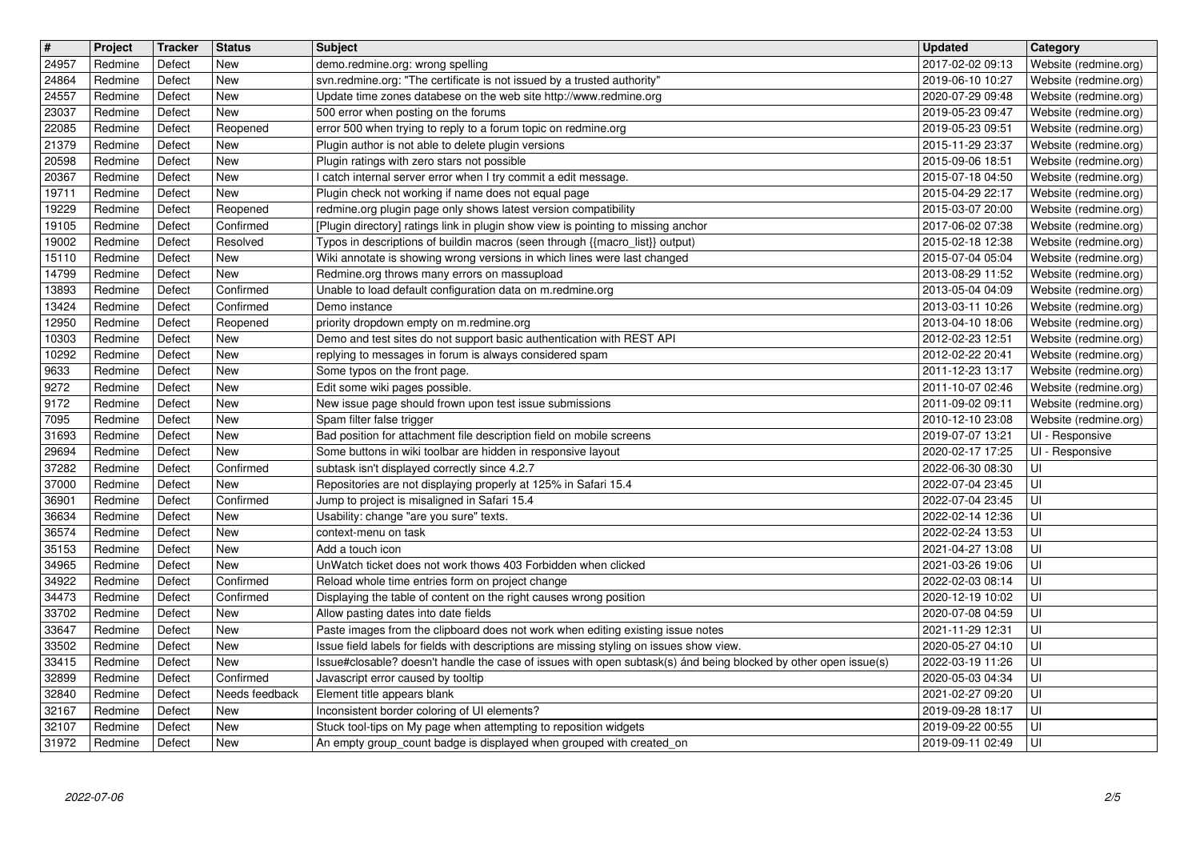| # | Project | Tracker | Status | Subject | Updated | Category |
|---|---|---|---|---|---|---|
| 24957 | Redmine | Defect | New | demo.redmine.org: wrong spelling | 2017-02-02 09:13 | Website (redmine.org) |
| 24864 | Redmine | Defect | New | svn.redmine.org: "The certificate is not issued by a trusted authority" | 2019-06-10 10:27 | Website (redmine.org) |
| 24557 | Redmine | Defect | New | Update time zones databese on the web site http://www.redmine.org | 2020-07-29 09:48 | Website (redmine.org) |
| 23037 | Redmine | Defect | New | 500 error when posting on the forums | 2019-05-23 09:47 | Website (redmine.org) |
| 22085 | Redmine | Defect | Reopened | error 500 when trying to reply to a forum topic on redmine.org | 2019-05-23 09:51 | Website (redmine.org) |
| 21379 | Redmine | Defect | New | Plugin author is not able to delete plugin versions | 2015-11-29 23:37 | Website (redmine.org) |
| 20598 | Redmine | Defect | New | Plugin ratings with zero stars not possible | 2015-09-06 18:51 | Website (redmine.org) |
| 20367 | Redmine | Defect | New | I catch internal server error when I try commit a edit message. | 2015-07-18 04:50 | Website (redmine.org) |
| 19711 | Redmine | Defect | New | Plugin check not working if name does not equal page | 2015-04-29 22:17 | Website (redmine.org) |
| 19229 | Redmine | Defect | Reopened | redmine.org plugin page only shows latest version compatibility | 2015-03-07 20:00 | Website (redmine.org) |
| 19105 | Redmine | Defect | Confirmed | [Plugin directory] ratings link in plugin show view is pointing to missing anchor | 2017-06-02 07:38 | Website (redmine.org) |
| 19002 | Redmine | Defect | Resolved | Typos in descriptions of buildin macros (seen through {{macro_list}} output) | 2015-02-18 12:38 | Website (redmine.org) |
| 15110 | Redmine | Defect | New | Wiki annotate is showing wrong versions in which lines were last changed | 2015-07-04 05:04 | Website (redmine.org) |
| 14799 | Redmine | Defect | New | Redmine.org throws many errors on massupload | 2013-08-29 11:52 | Website (redmine.org) |
| 13893 | Redmine | Defect | Confirmed | Unable to load default configuration data on m.redmine.org | 2013-05-04 04:09 | Website (redmine.org) |
| 13424 | Redmine | Defect | Confirmed | Demo instance | 2013-03-11 10:26 | Website (redmine.org) |
| 12950 | Redmine | Defect | Reopened | priority dropdown empty on m.redmine.org | 2013-04-10 18:06 | Website (redmine.org) |
| 10303 | Redmine | Defect | New | Demo and test sites do not support basic authentication with REST API | 2012-02-23 12:51 | Website (redmine.org) |
| 10292 | Redmine | Defect | New | replying to messages in forum is always considered spam | 2012-02-22 20:41 | Website (redmine.org) |
| 9633 | Redmine | Defect | New | Some typos on the front page. | 2011-12-23 13:17 | Website (redmine.org) |
| 9272 | Redmine | Defect | New | Edit some wiki pages possible. | 2011-10-07 02:46 | Website (redmine.org) |
| 9172 | Redmine | Defect | New | New issue page should frown upon test issue submissions | 2011-09-02 09:11 | Website (redmine.org) |
| 7095 | Redmine | Defect | New | Spam filter false trigger | 2010-12-10 23:08 | Website (redmine.org) |
| 31693 | Redmine | Defect | New | Bad position for attachment file description field on mobile screens | 2019-07-07 13:21 | UI - Responsive |
| 29694 | Redmine | Defect | New | Some buttons in wiki toolbar are hidden in responsive layout | 2020-02-17 17:25 | UI - Responsive |
| 37282 | Redmine | Defect | Confirmed | subtask isn't displayed correctly since 4.2.7 | 2022-06-30 08:30 | UI |
| 37000 | Redmine | Defect | New | Repositories are not displaying properly at 125% in Safari 15.4 | 2022-07-04 23:45 | UI |
| 36901 | Redmine | Defect | Confirmed | Jump to project is misaligned in Safari 15.4 | 2022-07-04 23:45 | UI |
| 36634 | Redmine | Defect | New | Usability: change "are you sure" texts. | 2022-02-14 12:36 | UI |
| 36574 | Redmine | Defect | New | context-menu on task | 2022-02-24 13:53 | UI |
| 35153 | Redmine | Defect | New | Add a touch icon | 2021-04-27 13:08 | UI |
| 34965 | Redmine | Defect | New | UnWatch ticket does not work thows 403 Forbidden when clicked | 2021-03-26 19:06 | UI |
| 34922 | Redmine | Defect | Confirmed | Reload whole time entries form on project change | 2022-02-03 08:14 | UI |
| 34473 | Redmine | Defect | Confirmed | Displaying the table of content on the right causes wrong position | 2020-12-19 10:02 | UI |
| 33702 | Redmine | Defect | New | Allow pasting dates into date fields | 2020-07-08 04:59 | UI |
| 33647 | Redmine | Defect | New | Paste images from the clipboard does not work when editing existing issue notes | 2021-11-29 12:31 | UI |
| 33502 | Redmine | Defect | New | Issue field labels for fields with descriptions are missing styling on issues show view. | 2020-05-27 04:10 | UI |
| 33415 | Redmine | Defect | New | Issue#closable? doesn't handle the case of issues with open subtask(s) ánd being blocked by other open issue(s) | 2022-03-19 11:26 | UI |
| 32899 | Redmine | Defect | Confirmed | Javascript error caused by tooltip | 2020-05-03 04:34 | UI |
| 32840 | Redmine | Defect | Needs feedback | Element title appears blank | 2021-02-27 09:20 | UI |
| 32167 | Redmine | Defect | New | Inconsistent border coloring of UI elements? | 2019-09-28 18:17 | UI |
| 32107 | Redmine | Defect | New | Stuck tool-tips on My page when attempting to reposition widgets | 2019-09-22 00:55 | UI |
| 31972 | Redmine | Defect | New | An empty group_count badge is displayed when grouped with created_on | 2019-09-11 02:49 | UI |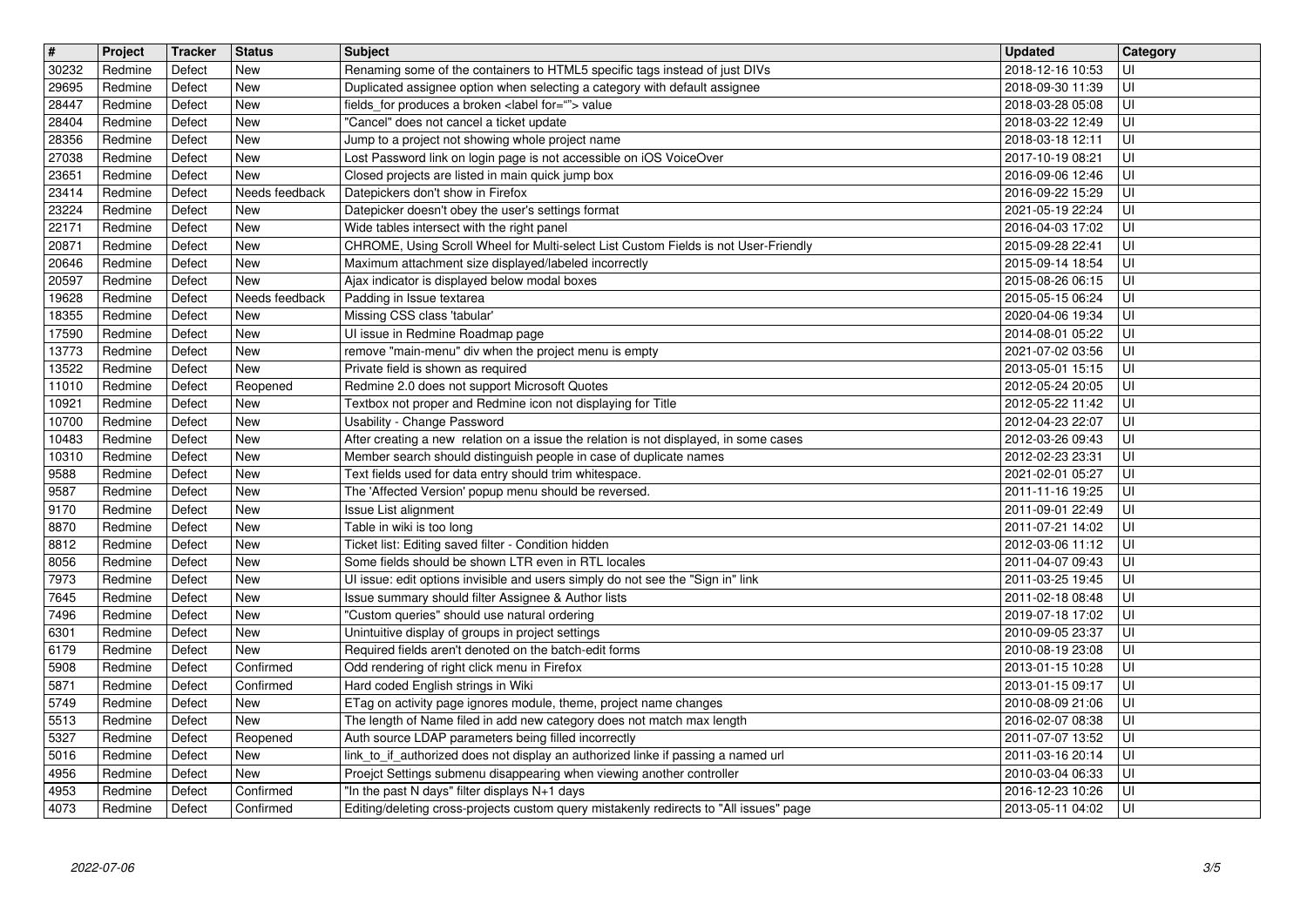| # | Project | Tracker | Status | Subject | Updated | Category |
|---|---|---|---|---|---|---|
| 30232 | Redmine | Defect | New | Renaming some of the containers to HTML5 specific tags instead of just DIVs | 2018-12-16 10:53 | UI |
| 29695 | Redmine | Defect | New | Duplicated assignee option when selecting a category with default assignee | 2018-09-30 11:39 | UI |
| 28447 | Redmine | Defect | New | fields_for produces a broken <label for=""> value | 2018-03-28 05:08 | UI |
| 28404 | Redmine | Defect | New | "Cancel" does not cancel a ticket update | 2018-03-22 12:49 | UI |
| 28356 | Redmine | Defect | New | Jump to a project not showing whole project name | 2018-03-18 12:11 | UI |
| 27038 | Redmine | Defect | New | Lost Password link on login page is not accessible on iOS VoiceOver | 2017-10-19 08:21 | UI |
| 23651 | Redmine | Defect | New | Closed projects are listed in main quick jump box | 2016-09-06 12:46 | UI |
| 23414 | Redmine | Defect | Needs feedback | Datepickers don't show in Firefox | 2016-09-22 15:29 | UI |
| 23224 | Redmine | Defect | New | Datepicker doesn't obey the user's settings format | 2021-05-19 22:24 | UI |
| 22171 | Redmine | Defect | New | Wide tables intersect with the right panel | 2016-04-03 17:02 | UI |
| 20871 | Redmine | Defect | New | CHROME, Using Scroll Wheel for Multi-select List Custom Fields is not User-Friendly | 2015-09-28 22:41 | UI |
| 20646 | Redmine | Defect | New | Maximum attachment size displayed/labeled incorrectly | 2015-09-14 18:54 | UI |
| 20597 | Redmine | Defect | New | Ajax indicator is displayed below modal boxes | 2015-08-26 06:15 | UI |
| 19628 | Redmine | Defect | Needs feedback | Padding in Issue textarea | 2015-05-15 06:24 | UI |
| 18355 | Redmine | Defect | New | Missing CSS class 'tabular' | 2020-04-06 19:34 | UI |
| 17590 | Redmine | Defect | New | UI issue in Redmine Roadmap page | 2014-08-01 05:22 | UI |
| 13773 | Redmine | Defect | New | remove "main-menu" div when the project menu is empty | 2021-07-02 03:56 | UI |
| 13522 | Redmine | Defect | New | Private field is shown as required | 2013-05-01 15:15 | UI |
| 11010 | Redmine | Defect | Reopened | Redmine 2.0 does not support Microsoft Quotes | 2012-05-24 20:05 | UI |
| 10921 | Redmine | Defect | New | Textbox not proper and Redmine icon not displaying for Title | 2012-05-22 11:42 | UI |
| 10700 | Redmine | Defect | New | Usability - Change Password | 2012-04-23 22:07 | UI |
| 10483 | Redmine | Defect | New | After creating a new relation on a issue the relation is not displayed, in some cases | 2012-03-26 09:43 | UI |
| 10310 | Redmine | Defect | New | Member search should distinguish people in case of duplicate names | 2012-02-23 23:31 | UI |
| 9588 | Redmine | Defect | New | Text fields used for data entry should trim whitespace. | 2021-02-01 05:27 | UI |
| 9587 | Redmine | Defect | New | The 'Affected Version' popup menu should be reversed. | 2011-11-16 19:25 | UI |
| 9170 | Redmine | Defect | New | Issue List alignment | 2011-09-01 22:49 | UI |
| 8870 | Redmine | Defect | New | Table in wiki is too long | 2011-07-21 14:02 | UI |
| 8812 | Redmine | Defect | New | Ticket list: Editing saved filter - Condition hidden | 2012-03-06 11:12 | UI |
| 8056 | Redmine | Defect | New | Some fields should be shown LTR even in RTL locales | 2011-04-07 09:43 | UI |
| 7973 | Redmine | Defect | New | UI issue: edit options invisible and users simply do not see the "Sign in" link | 2011-03-25 19:45 | UI |
| 7645 | Redmine | Defect | New | Issue summary should filter Assignee & Author lists | 2011-02-18 08:48 | UI |
| 7496 | Redmine | Defect | New | "Custom queries" should use natural ordering | 2019-07-18 17:02 | UI |
| 6301 | Redmine | Defect | New | Unintuitive display of groups in project settings | 2010-09-05 23:37 | UI |
| 6179 | Redmine | Defect | New | Required fields aren't denoted on the batch-edit forms | 2010-08-19 23:08 | UI |
| 5908 | Redmine | Defect | Confirmed | Odd rendering of right click menu in Firefox | 2013-01-15 10:28 | UI |
| 5871 | Redmine | Defect | Confirmed | Hard coded English strings in Wiki | 2013-01-15 09:17 | UI |
| 5749 | Redmine | Defect | New | ETag on activity page ignores module, theme, project name changes | 2010-08-09 21:06 | UI |
| 5513 | Redmine | Defect | New | The length of Name filed in add new category does not match max length | 2016-02-07 08:38 | UI |
| 5327 | Redmine | Defect | Reopened | Auth source LDAP parameters being filled incorrectly | 2011-07-07 13:52 | UI |
| 5016 | Redmine | Defect | New | link_to_if_authorized does not display an authorized linke if passing a named url | 2011-03-16 20:14 | UI |
| 4956 | Redmine | Defect | New | Proejct Settings submenu disappearing when viewing another controller | 2010-03-04 06:33 | UI |
| 4953 | Redmine | Defect | Confirmed | "In the past N days" filter displays N+1 days | 2016-12-23 10:26 | UI |
| 4073 | Redmine | Defect | Confirmed | Editing/deleting cross-projects custom query mistakenly redirects to "All issues" page | 2013-05-11 04:02 | UI |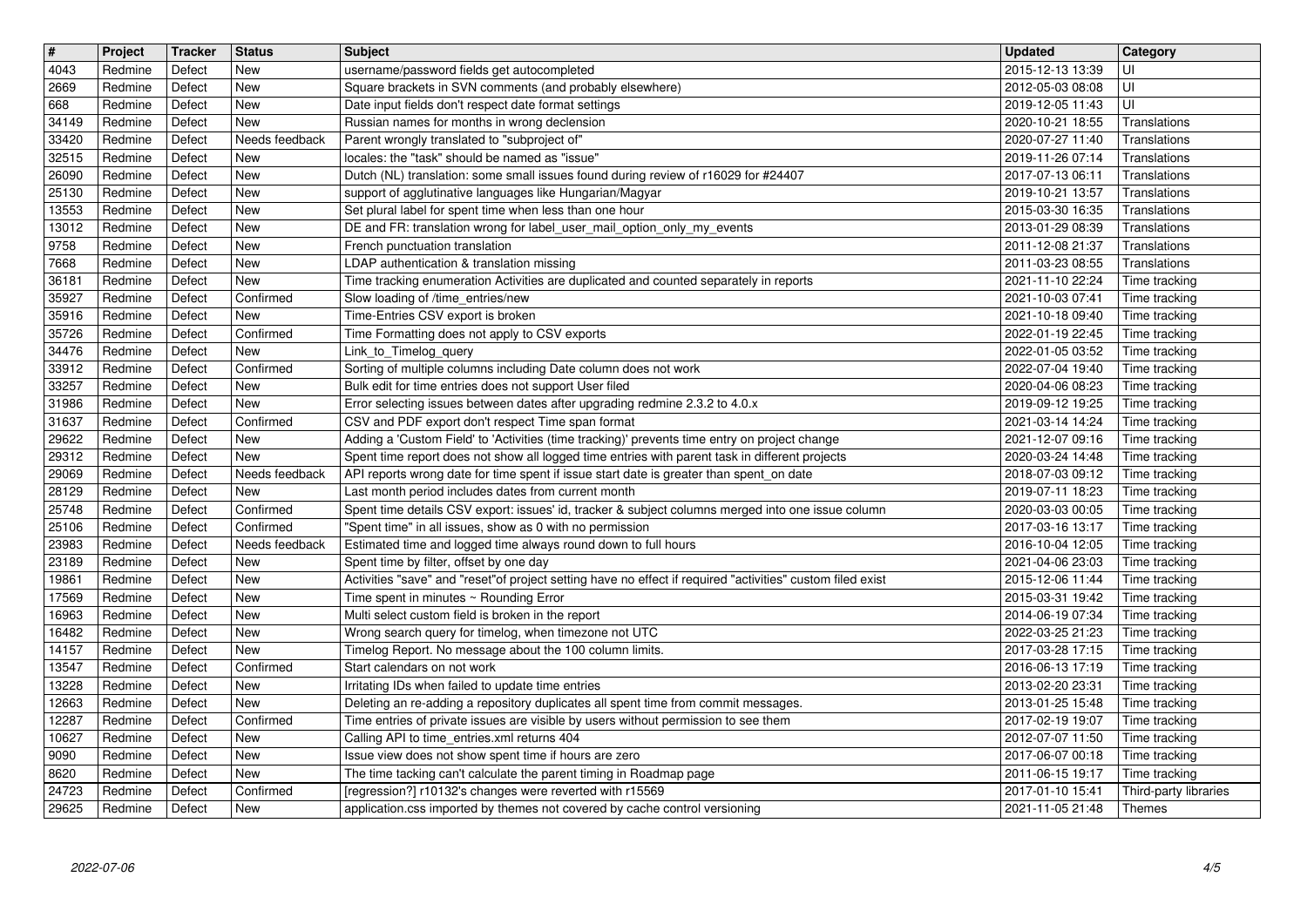| # | Project | Tracker | Status | Subject | Updated | Category |
| --- | --- | --- | --- | --- | --- | --- |
| 4043 | Redmine | Defect | New | username/password fields get autocompleted | 2015-12-13 13:39 | UI |
| 2669 | Redmine | Defect | New | Square brackets in SVN comments (and probably elsewhere) | 2012-05-03 08:08 | UI |
| 668 | Redmine | Defect | New | Date input fields don't respect date format settings | 2019-12-05 11:43 | UI |
| 34149 | Redmine | Defect | New | Russian names for months in wrong declension | 2020-10-21 18:55 | Translations |
| 33420 | Redmine | Defect | Needs feedback | Parent wrongly translated to "subproject of" | 2020-07-27 11:40 | Translations |
| 32515 | Redmine | Defect | New | locales: the "task" should be named as "issue" | 2019-11-26 07:14 | Translations |
| 26090 | Redmine | Defect | New | Dutch (NL) translation: some small issues found during review of r16029 for #24407 | 2017-07-13 06:11 | Translations |
| 25130 | Redmine | Defect | New | support of agglutinative languages like Hungarian/Magyar | 2019-10-21 13:57 | Translations |
| 13553 | Redmine | Defect | New | Set plural label for spent time when less than one hour | 2015-03-30 16:35 | Translations |
| 13012 | Redmine | Defect | New | DE and FR: translation wrong for label_user_mail_option_only_my_events | 2013-01-29 08:39 | Translations |
| 9758 | Redmine | Defect | New | French punctuation translation | 2011-12-08 21:37 | Translations |
| 7668 | Redmine | Defect | New | LDAP authentication & translation missing | 2011-03-23 08:55 | Translations |
| 36181 | Redmine | Defect | New | Time tracking enumeration Activities are duplicated and counted separately in reports | 2021-11-10 22:24 | Time tracking |
| 35927 | Redmine | Defect | Confirmed | Slow loading of /time_entries/new | 2021-10-03 07:41 | Time tracking |
| 35916 | Redmine | Defect | New | Time-Entries CSV export is broken | 2021-10-18 09:40 | Time tracking |
| 35726 | Redmine | Defect | Confirmed | Time Formatting does not apply to CSV exports | 2022-01-19 22:45 | Time tracking |
| 34476 | Redmine | Defect | New | Link_to_Timelog_query | 2022-01-05 03:52 | Time tracking |
| 33912 | Redmine | Defect | Confirmed | Sorting of multiple columns including Date column does not work | 2022-07-04 19:40 | Time tracking |
| 33257 | Redmine | Defect | New | Bulk edit for time entries does not support User filed | 2020-04-06 08:23 | Time tracking |
| 31986 | Redmine | Defect | New | Error selecting issues between dates after upgrading redmine 2.3.2 to 4.0.x | 2019-09-12 19:25 | Time tracking |
| 31637 | Redmine | Defect | Confirmed | CSV and PDF export don't respect Time span format | 2021-03-14 14:24 | Time tracking |
| 29622 | Redmine | Defect | New | Adding a 'Custom Field' to 'Activities (time tracking)' prevents time entry on project change | 2021-12-07 09:16 | Time tracking |
| 29312 | Redmine | Defect | New | Spent time report does not show all logged time entries with parent task in different projects | 2020-03-24 14:48 | Time tracking |
| 29069 | Redmine | Defect | Needs feedback | API reports wrong date for time spent if issue start date is greater than spent_on date | 2018-07-03 09:12 | Time tracking |
| 28129 | Redmine | Defect | New | Last month period includes dates from current month | 2019-07-11 18:23 | Time tracking |
| 25748 | Redmine | Defect | Confirmed | Spent time details CSV export: issues' id, tracker & subject columns merged into one issue column | 2020-03-03 00:05 | Time tracking |
| 25106 | Redmine | Defect | Confirmed | "Spent time" in all issues, show as 0 with no permission | 2017-03-16 13:17 | Time tracking |
| 23983 | Redmine | Defect | Needs feedback | Estimated time and logged time always round down to full hours | 2016-10-04 12:05 | Time tracking |
| 23189 | Redmine | Defect | New | Spent time by filter, offset by one day | 2021-04-06 23:03 | Time tracking |
| 19861 | Redmine | Defect | New | Activities "save" and "reset"of project setting have no effect if required "activities" custom filed exist | 2015-12-06 11:44 | Time tracking |
| 17569 | Redmine | Defect | New | Time spent in minutes ~ Rounding Error | 2015-03-31 19:42 | Time tracking |
| 16963 | Redmine | Defect | New | Multi select custom field is broken in the report | 2014-06-19 07:34 | Time tracking |
| 16482 | Redmine | Defect | New | Wrong search query for timelog, when timezone not UTC | 2022-03-25 21:23 | Time tracking |
| 14157 | Redmine | Defect | New | Timelog Report. No message about the 100 column limits. | 2017-03-28 17:15 | Time tracking |
| 13547 | Redmine | Defect | Confirmed | Start calendars on not work | 2016-06-13 17:19 | Time tracking |
| 13228 | Redmine | Defect | New | Irritating IDs when failed to update time entries | 2013-02-20 23:31 | Time tracking |
| 12663 | Redmine | Defect | New | Deleting an re-adding a repository duplicates all spent time from commit messages. | 2013-01-25 15:48 | Time tracking |
| 12287 | Redmine | Defect | Confirmed | Time entries of private issues are visible by users without permission to see them | 2017-02-19 19:07 | Time tracking |
| 10627 | Redmine | Defect | New | Calling API to time_entries.xml returns 404 | 2012-07-07 11:50 | Time tracking |
| 9090 | Redmine | Defect | New | Issue view does not show spent time if hours are zero | 2017-06-07 00:18 | Time tracking |
| 8620 | Redmine | Defect | New | The time tacking can't calculate the parent timing in Roadmap page | 2011-06-15 19:17 | Time tracking |
| 24723 | Redmine | Defect | Confirmed | [regression?] r10132's changes were reverted with r15569 | 2017-01-10 15:41 | Third-party libraries |
| 29625 | Redmine | Defect | New | application.css imported by themes not covered by cache control versioning | 2021-11-05 21:48 | Themes |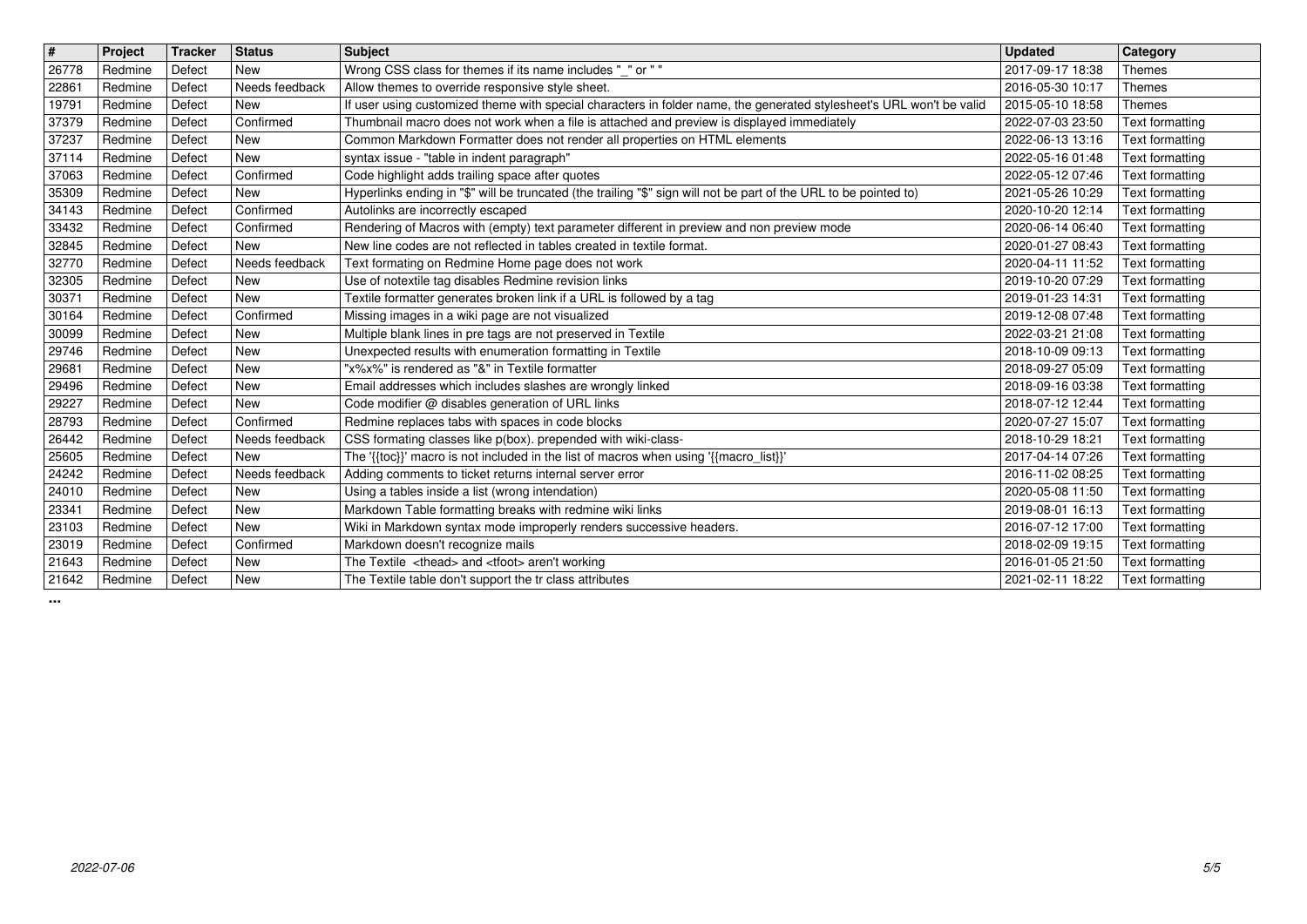| # | Project | Tracker | Status | Subject | Updated | Category |
| --- | --- | --- | --- | --- | --- | --- |
| 26778 | Redmine | Defect | New | Wrong CSS class for themes if its name includes "_" or " " | 2017-09-17 18:38 | Themes |
| 22861 | Redmine | Defect | Needs feedback | Allow themes to override responsive style sheet. | 2016-05-30 10:17 | Themes |
| 19791 | Redmine | Defect | New | If user using customized theme with special characters in folder name, the generated stylesheet's URL won't be valid | 2015-05-10 18:58 | Themes |
| 37379 | Redmine | Defect | Confirmed | Thumbnail macro does not work when a file is attached and preview is displayed immediately | 2022-07-03 23:50 | Text formatting |
| 37237 | Redmine | Defect | New | Common Markdown Formatter does not render all properties on HTML elements | 2022-06-13 13:16 | Text formatting |
| 37114 | Redmine | Defect | New | syntax issue - "table in indent paragraph" | 2022-05-16 01:48 | Text formatting |
| 37063 | Redmine | Defect | Confirmed | Code highlight adds trailing space after quotes | 2022-05-12 07:46 | Text formatting |
| 35309 | Redmine | Defect | New | Hyperlinks ending in "$" will be truncated (the trailing "$" sign will not be part of the URL to be pointed to) | 2021-05-26 10:29 | Text formatting |
| 34143 | Redmine | Defect | Confirmed | Autolinks are incorrectly escaped | 2020-10-20 12:14 | Text formatting |
| 33432 | Redmine | Defect | Confirmed | Rendering of Macros with (empty) text parameter different in preview and non preview mode | 2020-06-14 06:40 | Text formatting |
| 32845 | Redmine | Defect | New | New line codes are not reflected in tables created in textile format. | 2020-01-27 08:43 | Text formatting |
| 32770 | Redmine | Defect | Needs feedback | Text formating on Redmine Home page does not work | 2020-04-11 11:52 | Text formatting |
| 32305 | Redmine | Defect | New | Use of notextile tag disables Redmine revision links | 2019-10-20 07:29 | Text formatting |
| 30371 | Redmine | Defect | New | Textile formatter generates broken link if a URL is followed by a tag | 2019-01-23 14:31 | Text formatting |
| 30164 | Redmine | Defect | Confirmed | Missing images in a wiki page are not visualized | 2019-12-08 07:48 | Text formatting |
| 30099 | Redmine | Defect | New | Multiple blank lines in pre tags are not preserved in Textile | 2022-03-21 21:08 | Text formatting |
| 29746 | Redmine | Defect | New | Unexpected results with enumeration formatting in Textile | 2018-10-09 09:13 | Text formatting |
| 29681 | Redmine | Defect | New | "x%x%" is rendered as "&" in Textile formatter | 2018-09-27 05:09 | Text formatting |
| 29496 | Redmine | Defect | New | Email addresses which includes slashes are wrongly linked | 2018-09-16 03:38 | Text formatting |
| 29227 | Redmine | Defect | New | Code modifier @ disables generation of URL links | 2018-07-12 12:44 | Text formatting |
| 28793 | Redmine | Defect | Confirmed | Redmine replaces tabs with spaces in code blocks | 2020-07-27 15:07 | Text formatting |
| 26442 | Redmine | Defect | Needs feedback | CSS formating classes like p(box). prepended with wiki-class- | 2018-10-29 18:21 | Text formatting |
| 25605 | Redmine | Defect | New | The '{{toc}}' macro is not included in the list of macros when using '{{macro_list}}' | 2017-04-14 07:26 | Text formatting |
| 24242 | Redmine | Defect | Needs feedback | Adding comments to ticket returns internal server error | 2016-11-02 08:25 | Text formatting |
| 24010 | Redmine | Defect | New | Using a tables inside a list (wrong intendation) | 2020-05-08 11:50 | Text formatting |
| 23341 | Redmine | Defect | New | Markdown Table formatting breaks with redmine wiki links | 2019-08-01 16:13 | Text formatting |
| 23103 | Redmine | Defect | New | Wiki in Markdown syntax mode improperly renders successive headers. | 2016-07-12 17:00 | Text formatting |
| 23019 | Redmine | Defect | Confirmed | Markdown doesn't recognize mails | 2018-02-09 19:15 | Text formatting |
| 21643 | Redmine | Defect | New | The Textile <thead> and <tfoot> aren't working | 2016-01-05 21:50 | Text formatting |
| 21642 | Redmine | Defect | New | The Textile table don't support the tr class attributes | 2021-02-11 18:22 | Text formatting |

...